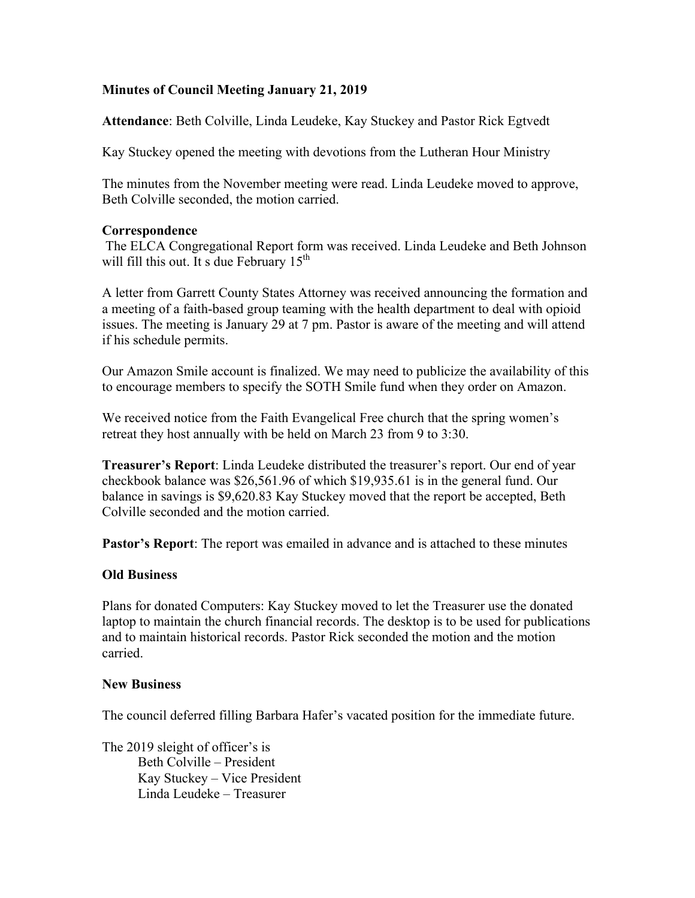**Minutes of Council Meeting January 21, 2019**

**Attendance**: Beth Colville, Linda Leudeke, Kay Stuckey and Pastor Rick Egtvedt

Kay Stuckey opened the meeting with devotions from the Lutheran Hour Ministry

The minutes from the November meeting were read. Linda Leudeke moved to approve, Beth Colville seconded, the motion carried.

**Correspondence**

The ELCA Congregational Report form was received. Linda Leudeke and Beth Johnson will fill this out. It s due February 15th

A letter from Garrett County States Attorney was received announcing the formation and a meeting of a faith-based group teaming with the health department to deal with opioid issues. The meeting is January 29 at 7 pm. Pastor is aware of the meeting and will attend if his schedule permits.

Our Amazon Smile account is finalized. We may need to publicize the availability of this to encourage members to specify the SOTH Smile fund when they order on Amazon.

We received notice from the Faith Evangelical Free church that the spring women's retreat they host annually with be held on March 23 from 9 to 3:30.

**Treasurer's Report**: Linda Leudeke distributed the treasurer's report. Our end of year checkbook balance was $26,561.96 of which $19,935.61 is in the general fund. Our balance in savings is $9,620.83 Kay Stuckey moved that the report be accepted, Beth Colville seconded and the motion carried.

**Pastor's Report**: The report was emailed in advance and is attached to these minutes

**Old Business**

Plans for donated Computers: Kay Stuckey moved to let the Treasurer use the donated laptop to maintain the church financial records. The desktop is to be used for publications and to maintain historical records. Pastor Rick seconded the motion and the motion carried.

**New Business**

The council deferred filling Barbara Hafer's vacated position for the immediate future.

The 2019 sleight of officer's is

- Beth Colville – President
- Kay Stuckey – Vice President
- Linda Leudeke – Treasurer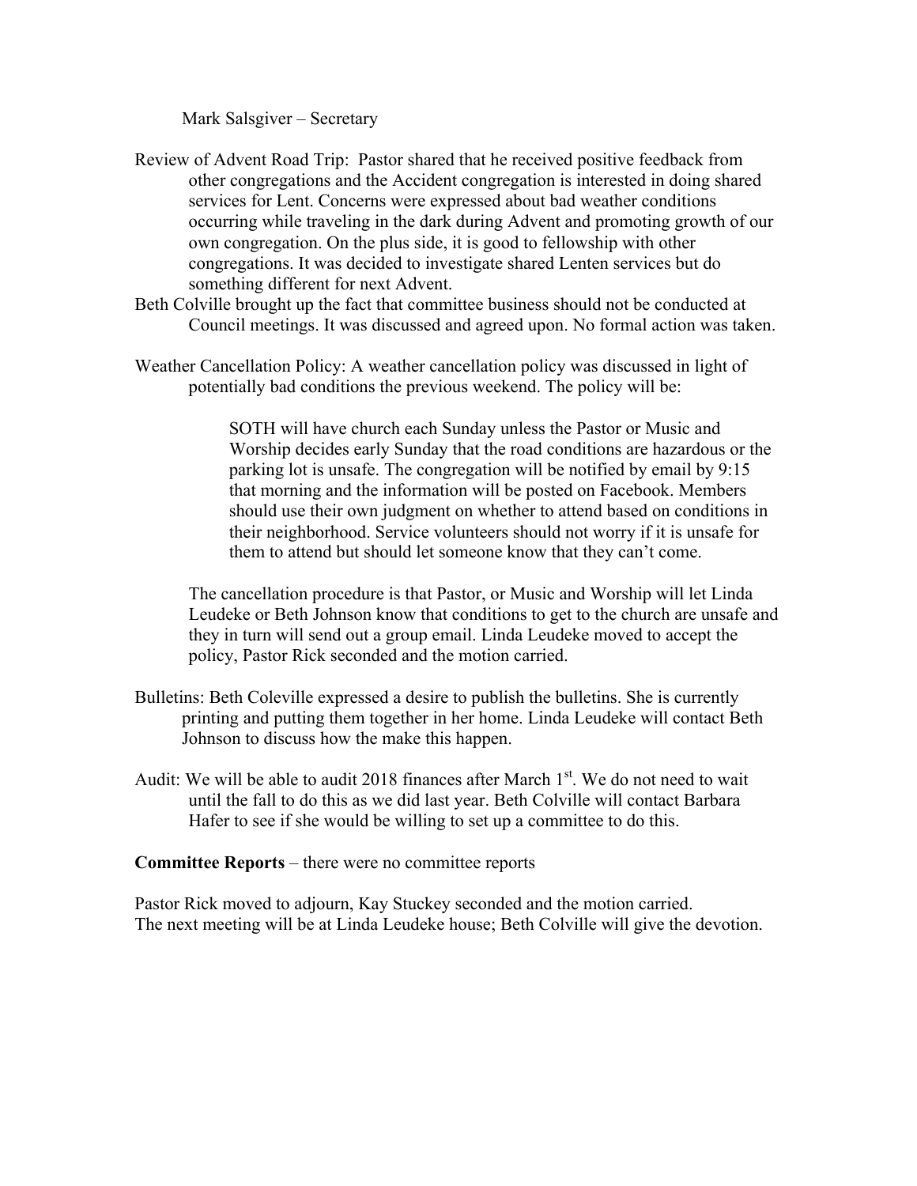Mark Salsgiver – Secretary

Review of Advent Road Trip: Pastor shared that he received positive feedback from other congregations and the Accident congregation is interested in doing shared services for Lent. Concerns were expressed about bad weather conditions occurring while traveling in the dark during Advent and promoting growth of our own congregation. On the plus side, it is good to fellowship with other congregations. It was decided to investigate shared Lenten services but do something different for next Advent.

Beth Colville brought up the fact that committee business should not be conducted at Council meetings. It was discussed and agreed upon. No formal action was taken.

Weather Cancellation Policy: A weather cancellation policy was discussed in light of potentially bad conditions the previous weekend. The policy will be:

> SOTH will have church each Sunday unless the Pastor or Music and Worship decides early Sunday that the road conditions are hazardous or the parking lot is unsafe. The congregation will be notified by email by 9:15 that morning and the information will be posted on Facebook. Members should use their own judgment on whether to attend based on conditions in their neighborhood. Service volunteers should not worry if it is unsafe for them to attend but should let someone know that they can't come.

The cancellation procedure is that Pastor, or Music and Worship will let Linda Leudeke or Beth Johnson know that conditions to get to the church are unsafe and they in turn will send out a group email. Linda Leudeke moved to accept the policy, Pastor Rick seconded and the motion carried.

Bulletins: Beth Coleville expressed a desire to publish the bulletins. She is currently printing and putting them together in her home. Linda Leudeke will contact Beth Johnson to discuss how the make this happen.

Audit: We will be able to audit 2018 finances after March 1st. We do not need to wait until the fall to do this as we did last year. Beth Colville will contact Barbara Hafer to see if she would be willing to set up a committee to do this.

**Committee Reports** – there were no committee reports

Pastor Rick moved to adjourn, Kay Stuckey seconded and the motion carried.
The next meeting will be at Linda Leudeke house; Beth Colville will give the devotion.